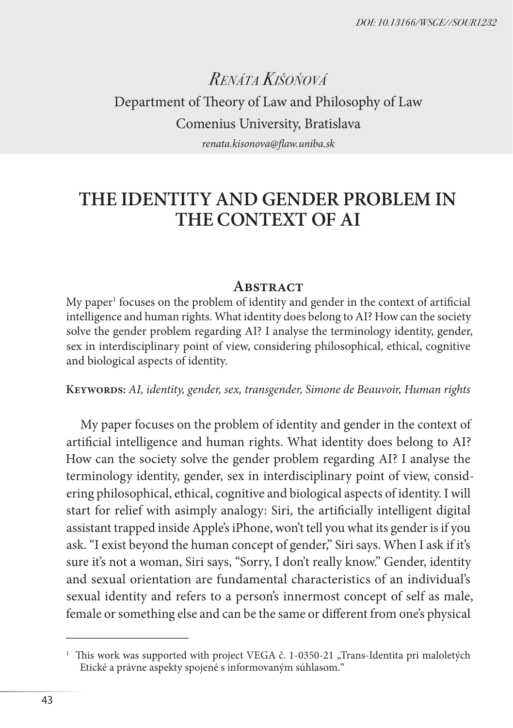DOI: 10.13166/WSGE//SOUR1232

*Renáta Kišoňová*

Department of Theory of Law and Philosophy of Law

Comenius University, Bratislava

*renata.kisonova@flaw.uniba.sk*

# THE IDENTITY AND GENDER PROBLEM IN THE CONTEXT OF AI

## Abstract

My paper[1] focuses on the problem of identity and gender in the context of artificial intelligence and human rights. What identity does belong to AI? How can the society solve the gender problem regarding AI? I analyse the terminology identity, gender, sex in interdisciplinary point of view, considering philosophical, ethical, cognitive and biological aspects of identity.

**Keywords:** *AI, identity, gender, sex, transgender, Simone de Beauvoir, Human rights*

My paper focuses on the problem of identity and gender in the context of artificial intelligence and human rights. What identity does belong to AI? How can the society solve the gender problem regarding AI? I analyse the terminology identity, gender, sex in interdisciplinary point of view, considering philosophical, ethical, cognitive and biological aspects of identity. I will start for relief with asimply analogy: Siri, the artificially intelligent digital assistant trapped inside Apple's iPhone, won't tell you what its gender is if you ask. "I exist beyond the human concept of gender," Siri says. When I ask if it's sure it's not a woman, Siri says, "Sorry, I don't really know." Gender, identity and sexual orientation are fundamental characteristics of an individual's sexual identity and refers to a person's innermost concept of self as male, female or something else and can be the same or different from one's physical

---

[1] This work was supported with project VEGA č. 1-0350-21 „Trans-Identita pri maloletých Etické a právne aspekty spojené s informovaným súhlasom."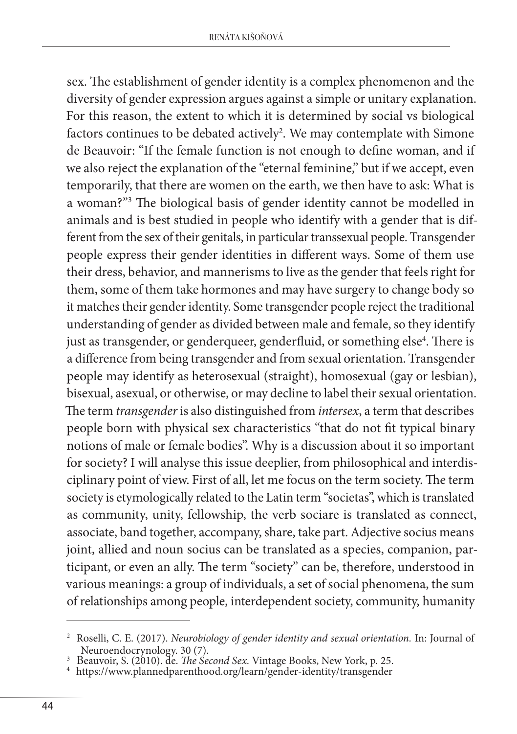sex. The establishment of gender identity is a complex phenomenon and the diversity of gender expression argues against a simple or unitary explanation. For this reason, the extent to which it is determined by social vs biological factors continues to be debated actively[2]. We may contemplate with Simone de Beauvoir: "If the female function is not enough to define woman, and if we also reject the explanation of the "eternal feminine," but if we accept, even temporarily, that there are women on the earth, we then have to ask: What is a woman?"[3] The biological basis of gender identity cannot be modelled in animals and is best studied in people who identify with a gender that is different from the sex of their genitals, in particular transsexual people. Transgender people express their gender identities in different ways. Some of them use their dress, behavior, and mannerisms to live as the gender that feels right for them, some of them take hormones and may have surgery to change body so it matches their gender identity. Some transgender people reject the traditional understanding of gender as divided between male and female, so they identify just as transgender, or genderqueer, genderfluid, or something else[4]. There is a difference from being transgender and from sexual orientation. Transgender people may identify as heterosexual (straight), homosexual (gay or lesbian), bisexual, asexual, or otherwise, or may decline to label their sexual orientation. The term *transgender* is also distinguished from *intersex*, a term that describes people born with physical sex characteristics "that do not fit typical binary notions of male or female bodies". Why is a discussion about it so important for society? I will analyse this issue deeplier, from philosophical and interdisciplinary point of view. First of all, let me focus on the term society. The term society is etymologically related to the Latin term "societas", which is translated as community, unity, fellowship, the verb sociare is translated as connect, associate, band together, accompany, share, take part. Adjective socius means joint, allied and noun socius can be translated as a species, companion, participant, or even an ally. The term "society" can be, therefore, understood in various meanings: a group of individuals, a set of social phenomena, the sum of relationships among people, interdependent society, community, humanity

---

[2] Roselli, C. E. (2017). *Neurobiology of gender identity and sexual orientation.* In: Journal of Neuroendocrynology. 30 (7).

[3] Beauvoir, S. (2010). de. *The Second Sex.* Vintage Books, New York, p. 25.

[4] https://www.plannedparenthood.org/learn/gender-identity/transgender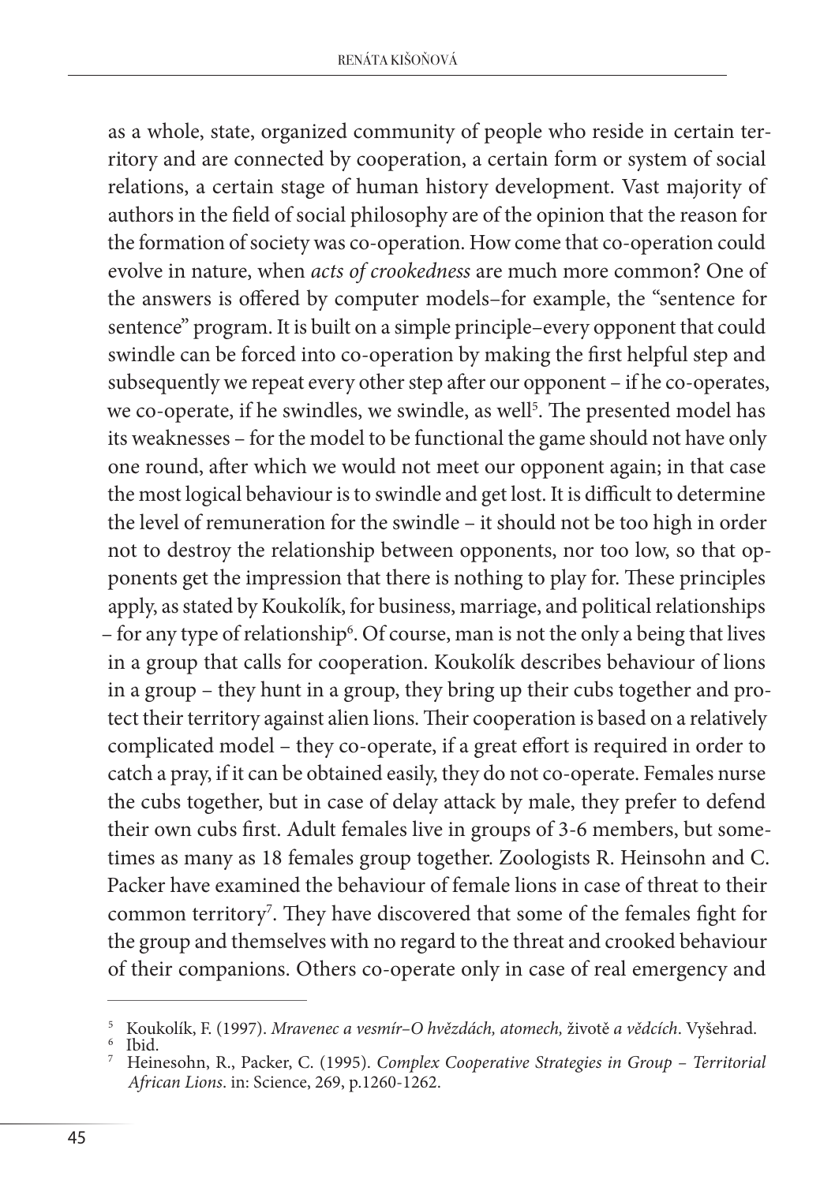as a whole, state, organized community of people who reside in certain territory and are connected by cooperation, a certain form or system of social relations, a certain stage of human history development. Vast majority of authors in the field of social philosophy are of the opinion that the reason for the formation of society was co-operation. How come that co-operation could evolve in nature, when *acts of crookedness* are much more common? One of the answers is offered by computer models–for example, the "sentence for sentence" program. It is built on a simple principle–every opponent that could swindle can be forced into co-operation by making the first helpful step and subsequently we repeat every other step after our opponent – if he co-operates, we co-operate, if he swindles, we swindle, as well[5]. The presented model has its weaknesses – for the model to be functional the game should not have only one round, after which we would not meet our opponent again; in that case the most logical behaviour is to swindle and get lost. It is difficult to determine the level of remuneration for the swindle – it should not be too high in order not to destroy the relationship between opponents, nor too low, so that opponents get the impression that there is nothing to play for. These principles apply, as stated by Koukolík, for business, marriage, and political relationships – for any type of relationship[6]. Of course, man is not the only a being that lives in a group that calls for cooperation. Koukolík describes behaviour of lions in a group – they hunt in a group, they bring up their cubs together and protect their territory against alien lions. Their cooperation is based on a relatively complicated model – they co-operate, if a great effort is required in order to catch a pray, if it can be obtained easily, they do not co-operate. Females nurse the cubs together, but in case of delay attack by male, they prefer to defend their own cubs first. Adult females live in groups of 3-6 members, but sometimes as many as 18 females group together. Zoologists R. Heinsohn and C. Packer have examined the behaviour of female lions in case of threat to their common territory[7]. They have discovered that some of the females fight for the group and themselves with no regard to the threat and crooked behaviour of their companions. Others co-operate only in case of real emergency and

---

5 Koukolík, F. (1997). *Mravenec a vesmír–O hvězdách, atomech,* životě *a vědcích*. Vyšehrad.

6 Ibid.

7 Heinesohn, R., Packer, C. (1995). *Complex Cooperative Strategies in Group – Territorial African Lions*. in: Science, 269, p.1260-1262.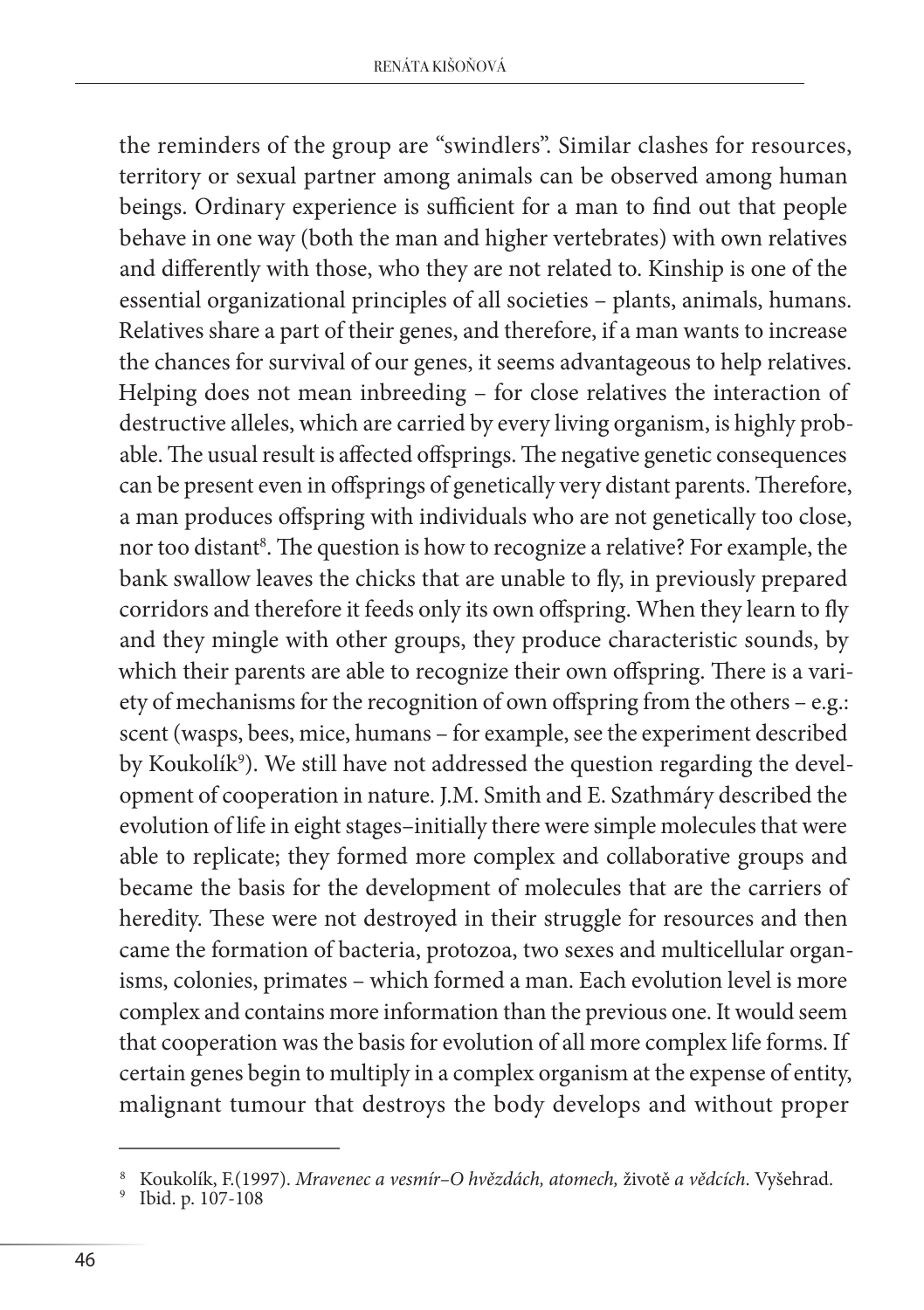the reminders of the group are "swindlers". Similar clashes for resources, territory or sexual partner among animals can be observed among human beings. Ordinary experience is sufficient for a man to find out that people behave in one way (both the man and higher vertebrates) with own relatives and differently with those, who they are not related to. Kinship is one of the essential organizational principles of all societies – plants, animals, humans. Relatives share a part of their genes, and therefore, if a man wants to increase the chances for survival of our genes, it seems advantageous to help relatives. Helping does not mean inbreeding – for close relatives the interaction of destructive alleles, which are carried by every living organism, is highly probable. The usual result is affected offsprings. The negative genetic consequences can be present even in offsprings of genetically very distant parents. Therefore, a man produces offspring with individuals who are not genetically too close, nor too distant[8]. The question is how to recognize a relative? For example, the bank swallow leaves the chicks that are unable to fly, in previously prepared corridors and therefore it feeds only its own offspring. When they learn to fly and they mingle with other groups, they produce characteristic sounds, by which their parents are able to recognize their own offspring. There is a variety of mechanisms for the recognition of own offspring from the others – e.g.: scent (wasps, bees, mice, humans – for example, see the experiment described by Koukolík[9]). We still have not addressed the question regarding the development of cooperation in nature. J.M. Smith and E. Szathmáry described the evolution of life in eight stages–initially there were simple molecules that were able to replicate; they formed more complex and collaborative groups and became the basis for the development of molecules that are the carriers of heredity. These were not destroyed in their struggle for resources and then came the formation of bacteria, protozoa, two sexes and multicellular organisms, colonies, primates – which formed a man. Each evolution level is more complex and contains more information than the previous one. It would seem that cooperation was the basis for evolution of all more complex life forms. If certain genes begin to multiply in a complex organism at the expense of entity, malignant tumour that destroys the body develops and without proper

---

[8] Koukolík, F.(1997). *Mravenec a vesmír–O hvězdách, atomech,* životě *a vědcích*. Vyšehrad.

[9] Ibid. p. 107-108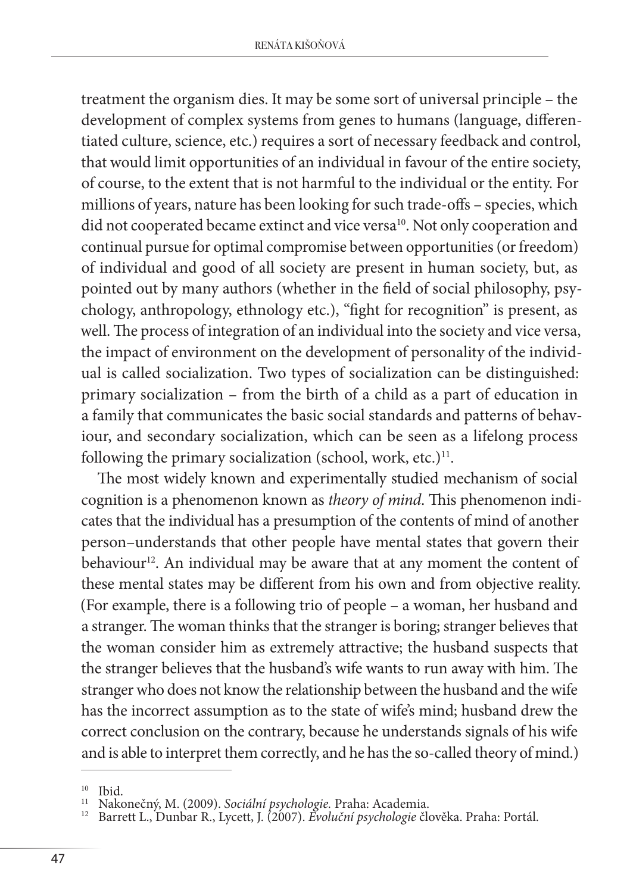treatment the organism dies. It may be some sort of universal principle – the development of complex systems from genes to humans (language, differentiated culture, science, etc.) requires a sort of necessary feedback and control, that would limit opportunities of an individual in favour of the entire society, of course, to the extent that is not harmful to the individual or the entity. For millions of years, nature has been looking for such trade-offs – species, which did not cooperated became extinct and vice versa[10]. Not only cooperation and continual pursue for optimal compromise between opportunities (or freedom) of individual and good of all society are present in human society, but, as pointed out by many authors (whether in the field of social philosophy, psychology, anthropology, ethnology etc.), "fight for recognition" is present, as well. The process of integration of an individual into the society and vice versa, the impact of environment on the development of personality of the individual is called socialization. Two types of socialization can be distinguished: primary socialization – from the birth of a child as a part of education in a family that communicates the basic social standards and patterns of behaviour, and secondary socialization, which can be seen as a lifelong process following the primary socialization (school, work, etc.)[11].

The most widely known and experimentally studied mechanism of social cognition is a phenomenon known as *theory of mind*. This phenomenon indicates that the individual has a presumption of the contents of mind of another person–understands that other people have mental states that govern their behaviour[12]. An individual may be aware that at any moment the content of these mental states may be different from his own and from objective reality. (For example, there is a following trio of people – a woman, her husband and a stranger. The woman thinks that the stranger is boring; stranger believes that the woman consider him as extremely attractive; the husband suspects that the stranger believes that the husband's wife wants to run away with him. The stranger who does not know the relationship between the husband and the wife has the incorrect assumption as to the state of wife's mind; husband drew the correct conclusion on the contrary, because he understands signals of his wife and is able to interpret them correctly, and he has the so-called theory of mind.)

---

[10] Ibid.

[11] Nakonečný, M. (2009). *Sociální psychologie.* Praha: Academia.

[12] Barrett L., Dunbar R., Lycett, J. (2007). *Evoluční psychologie* člověka. Praha: Portál.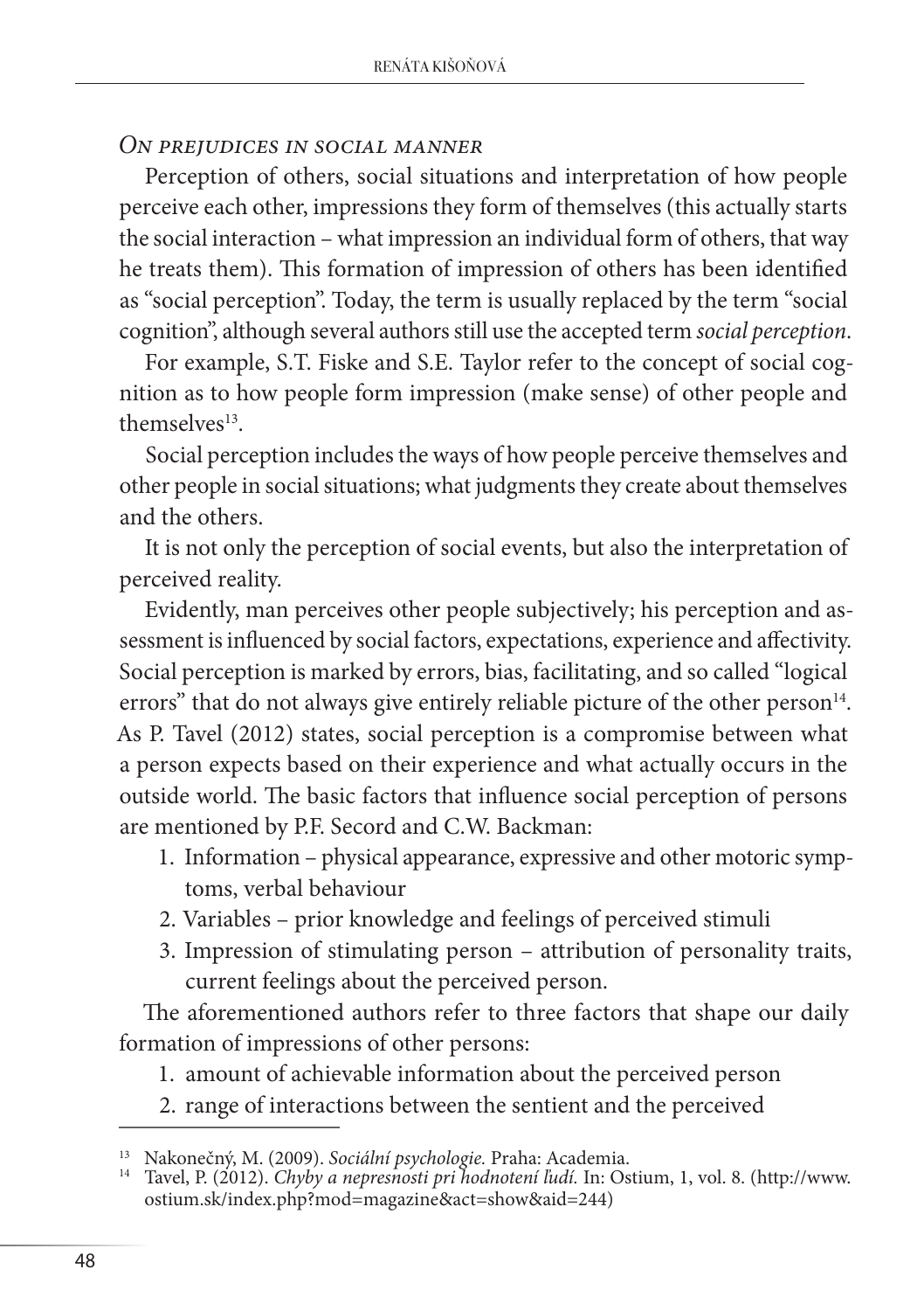*On prejudices in social manner*

Perception of others, social situations and interpretation of how people perceive each other, impressions they form of themselves (this actually starts the social interaction – what impression an individual form of others, that way he treats them). This formation of impression of others has been identified as "social perception". Today, the term is usually replaced by the term "social cognition", although several authors still use the accepted term *social perception*.

For example, S.T. Fiske and S.E. Taylor refer to the concept of social cognition as to how people form impression (make sense) of other people and themselves[13].

Social perception includes the ways of how people perceive themselves and other people in social situations; what judgments they create about themselves and the others.

It is not only the perception of social events, but also the interpretation of perceived reality.

Evidently, man perceives other people subjectively; his perception and assessment is influenced by social factors, expectations, experience and affectivity. Social perception is marked by errors, bias, facilitating, and so called "logical errors" that do not always give entirely reliable picture of the other person[14]. As P. Tavel (2012) states, social perception is a compromise between what a person expects based on their experience and what actually occurs in the outside world. The basic factors that influence social perception of persons are mentioned by P.F. Secord and C.W. Backman:

1. Information – physical appearance, expressive and other motoric symptoms, verbal behaviour
2. Variables – prior knowledge and feelings of perceived stimuli
3. Impression of stimulating person – attribution of personality traits, current feelings about the perceived person.

The aforementioned authors refer to three factors that shape our daily formation of impressions of other persons:

1. amount of achievable information about the perceived person
2. range of interactions between the sentient and the perceived

---

[13] Nakonečný, M. (2009). *Sociální psychologie.* Praha: Academia.

[14] Tavel, P. (2012). *Chyby a nepresnosti pri hodnotení ľudí.* In: Ostium, 1, vol. 8. (http://www.ostium.sk/index.php?mod=magazine&act=show&aid=244)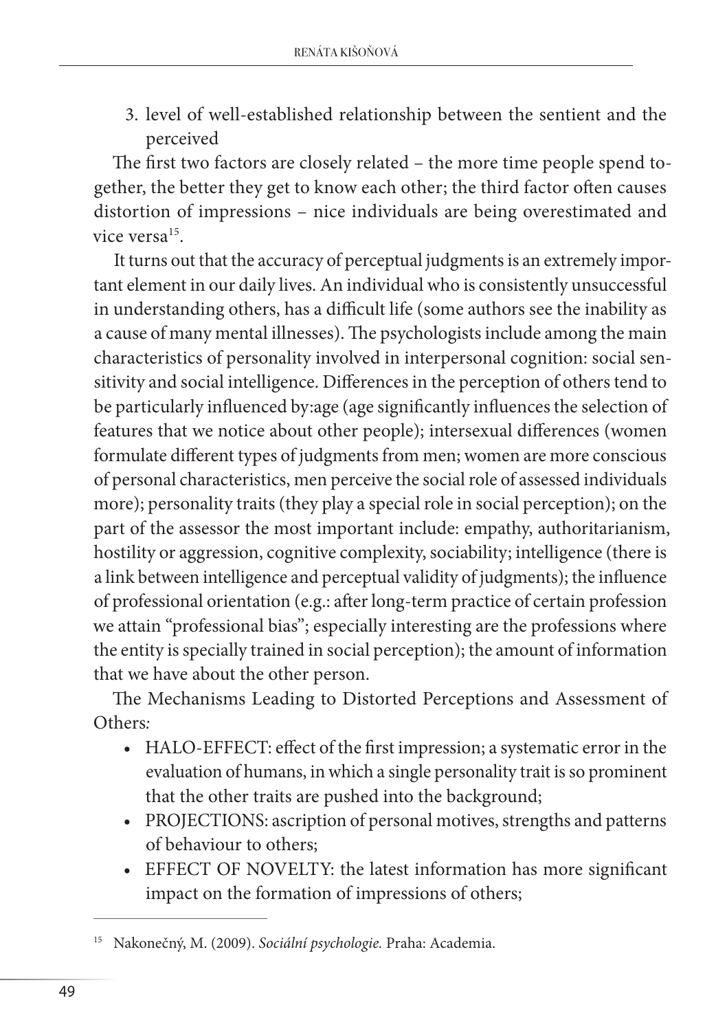3. level of well-established relationship between the sentient and the perceived

The first two factors are closely related – the more time people spend together, the better they get to know each other; the third factor often causes distortion of impressions – nice individuals are being overestimated and vice versa[15].

It turns out that the accuracy of perceptual judgments is an extremely important element in our daily lives. An individual who is consistently unsuccessful in understanding others, has a difficult life (some authors see the inability as a cause of many mental illnesses). The psychologists include among the main characteristics of personality involved in interpersonal cognition: social sensitivity and social intelligence. Differences in the perception of others tend to be particularly influenced by:age (age significantly influences the selection of features that we notice about other people); intersexual differences (women formulate different types of judgments from men; women are more conscious of personal characteristics, men perceive the social role of assessed individuals more); personality traits (they play a special role in social perception); on the part of the assessor the most important include: empathy, authoritarianism, hostility or aggression, cognitive complexity, sociability; intelligence (there is a link between intelligence and perceptual validity of judgments); the influence of professional orientation (e.g.: after long-term practice of certain profession we attain "professional bias"; especially interesting are the professions where the entity is specially trained in social perception); the amount of information that we have about the other person.

The Mechanisms Leading to Distorted Perceptions and Assessment of Others*:*

- HALO-EFFECT: effect of the first impression; a systematic error in the evaluation of humans, in which a single personality trait is so prominent that the other traits are pushed into the background;
- PROJECTIONS: ascription of personal motives, strengths and patterns of behaviour to others;
- EFFECT OF NOVELTY: the latest information has more significant impact on the formation of impressions of others;

---

[15] Nakonečný, M. (2009). *Sociální psychologie.* Praha: Academia.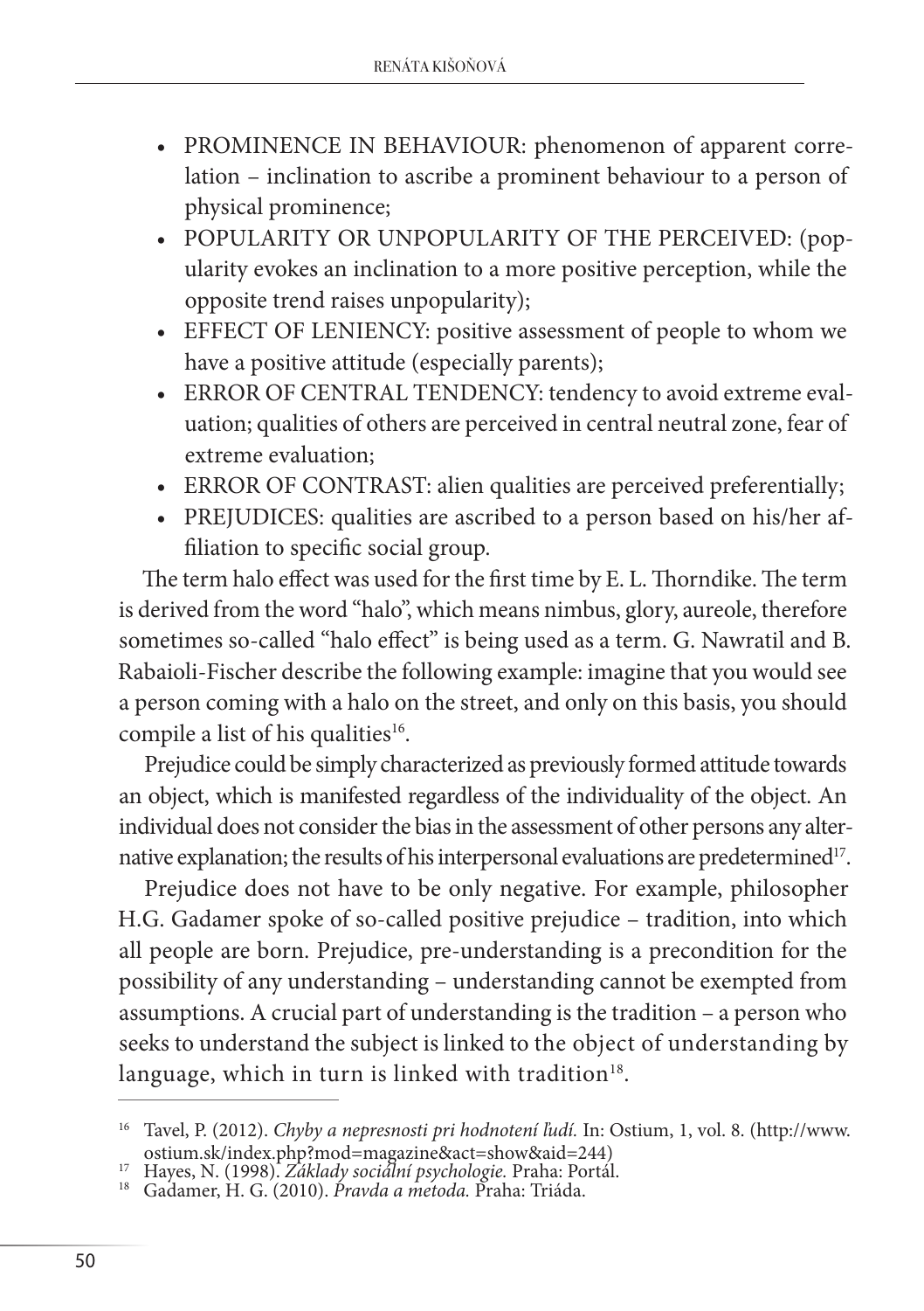- PROMINENCE IN BEHAVIOUR: phenomenon of apparent correlation – inclination to ascribe a prominent behaviour to a person of physical prominence;
- POPULARITY OR UNPOPULARITY OF THE PERCEIVED: (popularity evokes an inclination to a more positive perception, while the opposite trend raises unpopularity);
- EFFECT OF LENIENCY: positive assessment of people to whom we have a positive attitude (especially parents);
- ERROR OF CENTRAL TENDENCY: tendency to avoid extreme evaluation; qualities of others are perceived in central neutral zone, fear of extreme evaluation;
- ERROR OF CONTRAST: alien qualities are perceived preferentially;
- PREJUDICES: qualities are ascribed to a person based on his/her affiliation to specific social group.

The term halo effect was used for the first time by E. L. Thorndike. The term is derived from the word "halo", which means nimbus, glory, aureole, therefore sometimes so-called "halo effect" is being used as a term. G. Nawratil and B. Rabaioli-Fischer describe the following example: imagine that you would see a person coming with a halo on the street, and only on this basis, you should compile a list of his qualities[16].

Prejudice could be simply characterized as previously formed attitude towards an object, which is manifested regardless of the individuality of the object. An individual does not consider the bias in the assessment of other persons any alternative explanation; the results of his interpersonal evaluations are predetermined[17].

Prejudice does not have to be only negative. For example, philosopher H.G. Gadamer spoke of so-called positive prejudice – tradition, into which all people are born. Prejudice, pre-understanding is a precondition for the possibility of any understanding – understanding cannot be exempted from assumptions. A crucial part of understanding is the tradition – a person who seeks to understand the subject is linked to the object of understanding by language, which in turn is linked with tradition[18].

---

[16] Tavel, P. (2012). *Chyby a nepresnosti pri hodnotení ľudí.* In: Ostium, 1, vol. 8. (http://www.ostium.sk/index.php?mod=magazine&act=show&aid=244)

[17] Hayes, N. (1998). *Základy sociální psychologie.* Praha: Portál.

[18] Gadamer, H. G. (2010). *Pravda a metoda.* Praha: Triáda.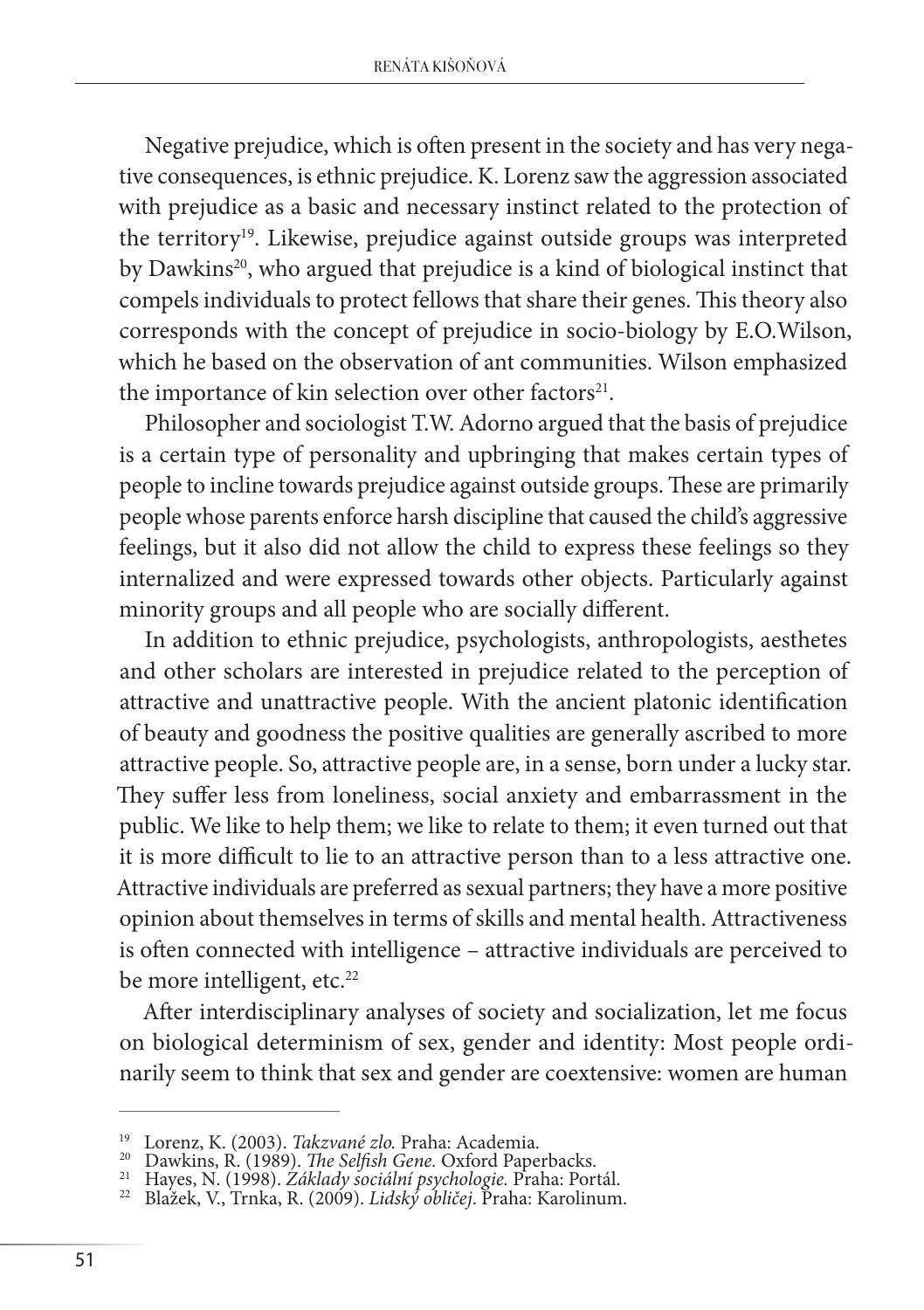Negative prejudice, which is often present in the society and has very negative consequences, is ethnic prejudice. K. Lorenz saw the aggression associated with prejudice as a basic and necessary instinct related to the protection of the territory[19]. Likewise, prejudice against outside groups was interpreted by Dawkins[20], who argued that prejudice is a kind of biological instinct that compels individuals to protect fellows that share their genes. This theory also corresponds with the concept of prejudice in socio-biology by E.O.Wilson, which he based on the observation of ant communities. Wilson emphasized the importance of kin selection over other factors[21].

Philosopher and sociologist T.W. Adorno argued that the basis of prejudice is a certain type of personality and upbringing that makes certain types of people to incline towards prejudice against outside groups. These are primarily people whose parents enforce harsh discipline that caused the child's aggressive feelings, but it also did not allow the child to express these feelings so they internalized and were expressed towards other objects. Particularly against minority groups and all people who are socially different.

In addition to ethnic prejudice, psychologists, anthropologists, aesthetes and other scholars are interested in prejudice related to the perception of attractive and unattractive people. With the ancient platonic identification of beauty and goodness the positive qualities are generally ascribed to more attractive people. So, attractive people are, in a sense, born under a lucky star. They suffer less from loneliness, social anxiety and embarrassment in the public. We like to help them; we like to relate to them; it even turned out that it is more difficult to lie to an attractive person than to a less attractive one. Attractive individuals are preferred as sexual partners; they have a more positive opinion about themselves in terms of skills and mental health. Attractiveness is often connected with intelligence – attractive individuals are perceived to be more intelligent, etc.[22]

After interdisciplinary analyses of society and socialization, let me focus on biological determinism of sex, gender and identity: Most people ordinarily seem to think that sex and gender are coextensive: women are human

---

[19] Lorenz, K. (2003). *Takzvané zlo.* Praha: Academia.

[20] Dawkins, R. (1989). *The Selfish Gene.* Oxford Paperbacks.

[21] Hayes, N. (1998). *Základy sociální psychologie.* Praha: Portál.

[22] Blažek, V., Trnka, R. (2009). *Lidský obličej.* Praha: Karolinum.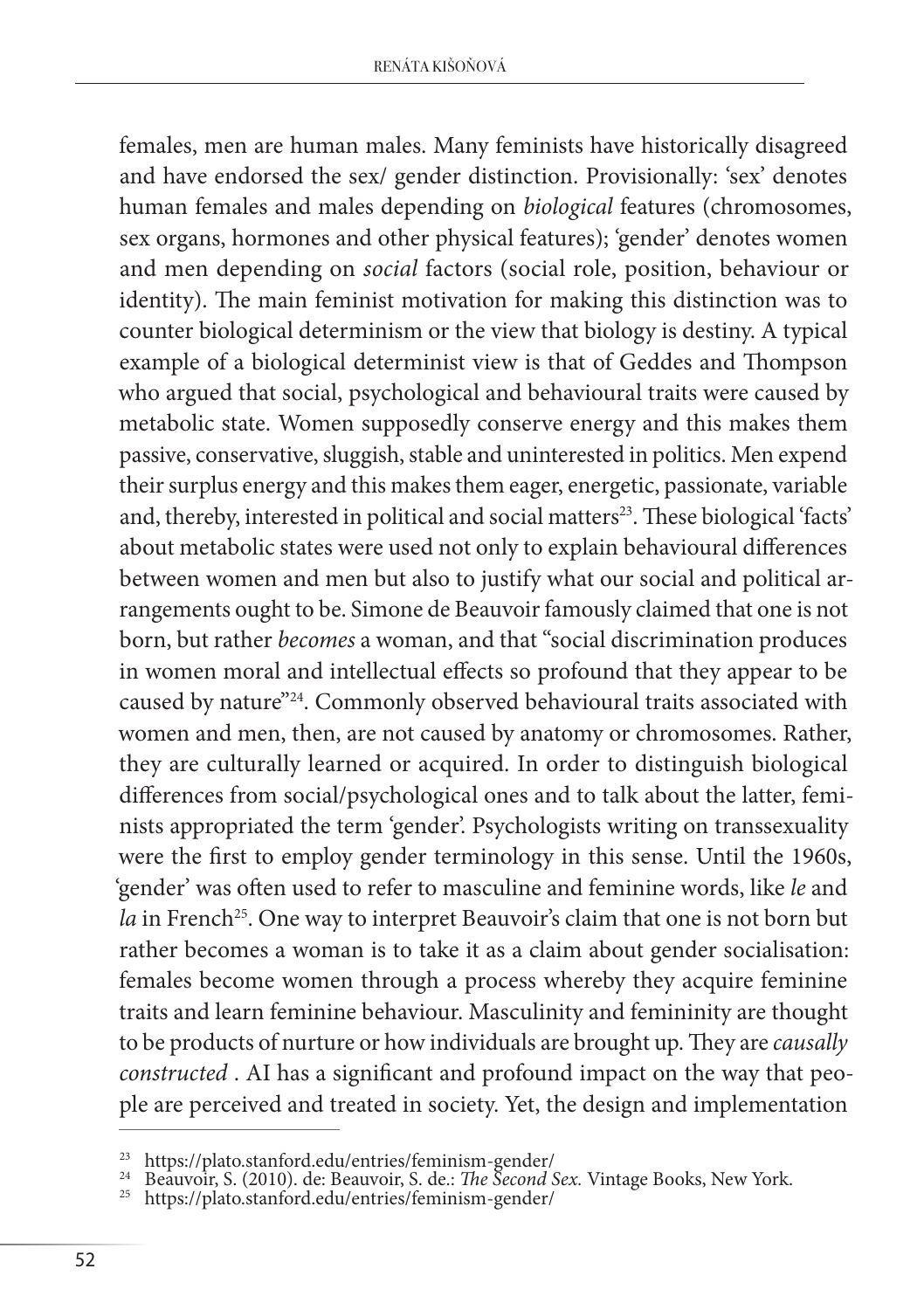females, men are human males. Many feminists have historically disagreed and have endorsed the sex/ gender distinction. Provisionally: 'sex' denotes human females and males depending on *biological* features (chromosomes, sex organs, hormones and other physical features); 'gender' denotes women and men depending on *social* factors (social role, position, behaviour or identity). The main feminist motivation for making this distinction was to counter biological determinism or the view that biology is destiny. A typical example of a biological determinist view is that of Geddes and Thompson who argued that social, psychological and behavioural traits were caused by metabolic state. Women supposedly conserve energy and this makes them passive, conservative, sluggish, stable and uninterested in politics. Men expend their surplus energy and this makes them eager, energetic, passionate, variable and, thereby, interested in political and social matters[23]. These biological 'facts' about metabolic states were used not only to explain behavioural differences between women and men but also to justify what our social and political arrangements ought to be. Simone de Beauvoir famously claimed that one is not born, but rather *becomes* a woman, and that "social discrimination produces in women moral and intellectual effects so profound that they appear to be caused by nature"[24]. Commonly observed behavioural traits associated with women and men, then, are not caused by anatomy or chromosomes. Rather, they are culturally learned or acquired. In order to distinguish biological differences from social/psychological ones and to talk about the latter, feminists appropriated the term 'gender'. Psychologists writing on transsexuality were the first to employ gender terminology in this sense. Until the 1960s, 'gender' was often used to refer to masculine and feminine words, like *le* and *la* in French[25]. One way to interpret Beauvoir's claim that one is not born but rather becomes a woman is to take it as a claim about gender socialisation: females become women through a process whereby they acquire feminine traits and learn feminine behaviour. Masculinity and femininity are thought to be products of nurture or how individuals are brought up. They are *causally constructed* . AI has a significant and profound impact on the way that people are perceived and treated in society. Yet, the design and implementation

---

[23] https://plato.stanford.edu/entries/feminism-gender/

[24] Beauvoir, S. (2010). de: Beauvoir, S. de.: *The Second Sex.* Vintage Books, New York.

[25] https://plato.stanford.edu/entries/feminism-gender/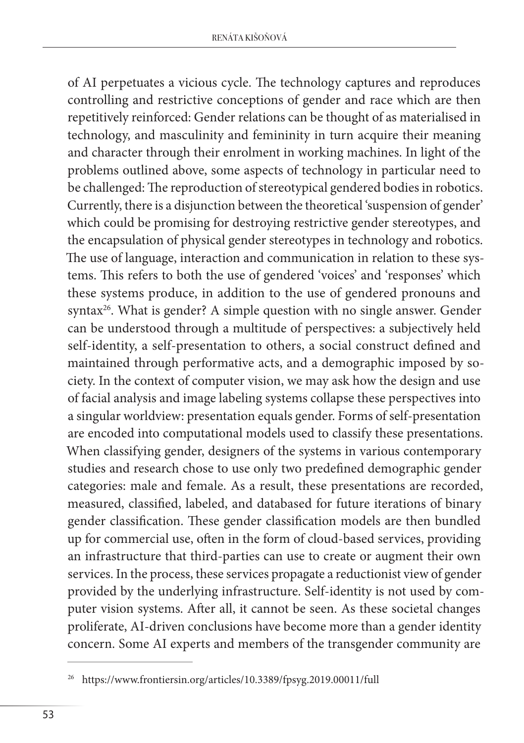of AI perpetuates a vicious cycle. The technology captures and reproduces controlling and restrictive conceptions of gender and race which are then repetitively reinforced: Gender relations can be thought of as materialised in technology, and masculinity and femininity in turn acquire their meaning and character through their enrolment in working machines. In light of the problems outlined above, some aspects of technology in particular need to be challenged: The reproduction of stereotypical gendered bodies in robotics. Currently, there is a disjunction between the theoretical 'suspension of gender' which could be promising for destroying restrictive gender stereotypes, and the encapsulation of physical gender stereotypes in technology and robotics. The use of language, interaction and communication in relation to these systems. This refers to both the use of gendered 'voices' and 'responses' which these systems produce, in addition to the use of gendered pronouns and syntax[26]. What is gender? A simple question with no single answer. Gender can be understood through a multitude of perspectives: a subjectively held self-identity, a self-presentation to others, a social construct defined and maintained through performative acts, and a demographic imposed by society. In the context of computer vision, we may ask how the design and use of facial analysis and image labeling systems collapse these perspectives into a singular worldview: presentation equals gender. Forms of self-presentation are encoded into computational models used to classify these presentations. When classifying gender, designers of the systems in various contemporary studies and research chose to use only two predefined demographic gender categories: male and female. As a result, these presentations are recorded, measured, classified, labeled, and databased for future iterations of binary gender classification. These gender classification models are then bundled up for commercial use, often in the form of cloud-based services, providing an infrastructure that third-parties can use to create or augment their own services. In the process, these services propagate a reductionist view of gender provided by the underlying infrastructure. Self-identity is not used by computer vision systems. After all, it cannot be seen. As these societal changes proliferate, AI-driven conclusions have become more than a gender identity concern. Some AI experts and members of the transgender community are

---

[26] https://www.frontiersin.org/articles/10.3389/fpsyg.2019.00011/full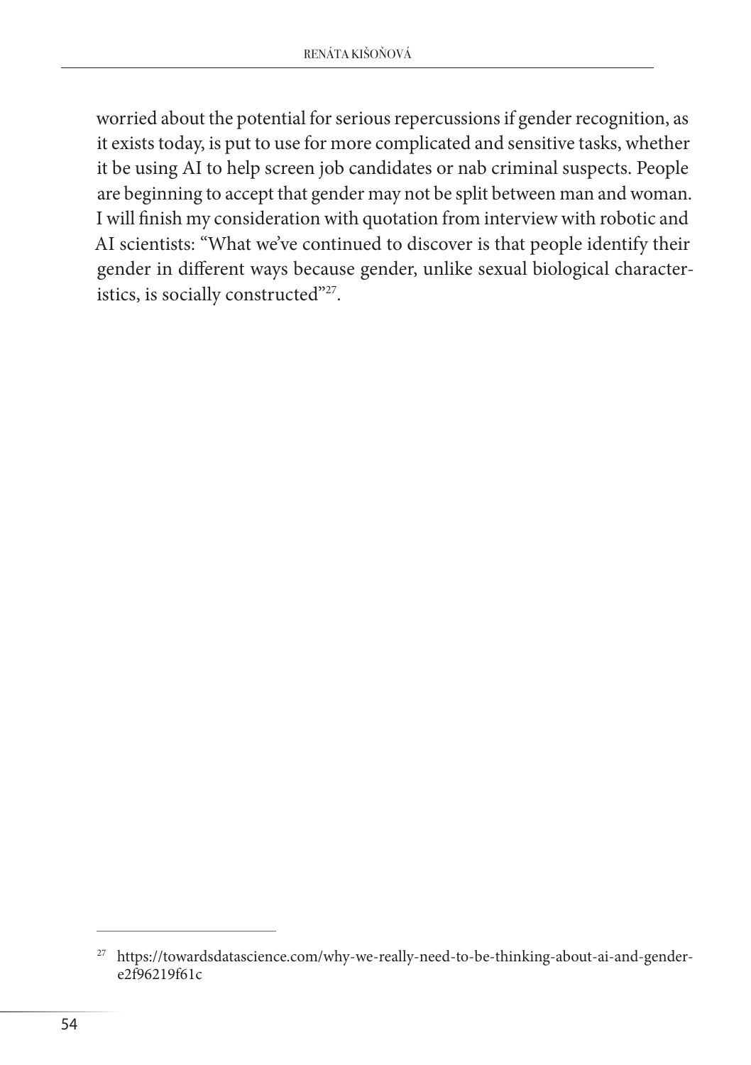worried about the potential for serious repercussions if gender recognition, as it exists today, is put to use for more complicated and sensitive tasks, whether it be using AI to help screen job candidates or nab criminal suspects. People are beginning to accept that gender may not be split between man and woman. I will finish my consideration with quotation from interview with robotic and AI scientists: "What we've continued to discover is that people identify their gender in different ways because gender, unlike sexual biological characteristics, is socially constructed"[27].

---

[27] https://towardsdatascience.com/why-we-really-need-to-be-thinking-about-ai-and-gender-e2f96219f61c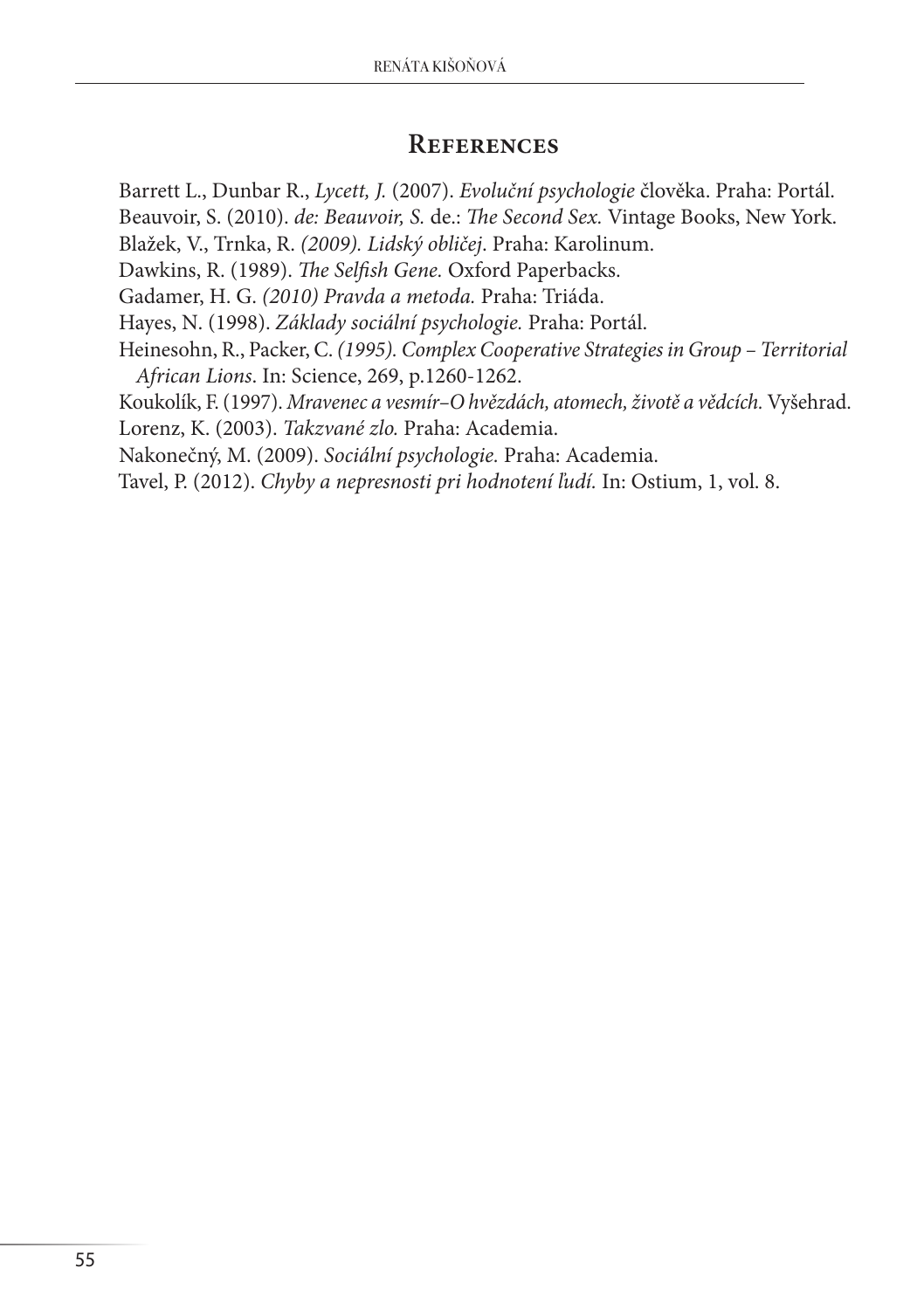## References

Barrett L., Dunbar R., *Lycett, J.* (2007). *Evoluční psychologie* člověka. Praha: Portál.

Beauvoir, S. (2010). *de: Beauvoir, S.* de.: *The Second Sex.* Vintage Books, New York.

Blažek, V., Trnka, R. *(2009). Lidský obličej.* Praha: Karolinum.

Dawkins, R. (1989). *The Selfish Gene.* Oxford Paperbacks.

Gadamer, H. G. *(2010) Pravda a metoda.* Praha: Triáda.

Hayes, N. (1998). *Základy sociální psychologie.* Praha: Portál.

Heinesohn, R., Packer, C. *(1995). Complex Cooperative Strategies in Group – Territorial African Lions*. In: Science, 269, p.1260-1262.

Koukolík, F. (1997). *Mravenec a vesmír–O hvězdách, atomech, životě a vědcích.* Vyšehrad.

Lorenz, K. (2003). *Takzvané zlo.* Praha: Academia.

Nakonečný, M. (2009). *Sociální psychologie.* Praha: Academia.

Tavel, P. (2012). *Chyby a nepresnosti pri hodnotení ľudí.* In: Ostium, 1, vol. 8.